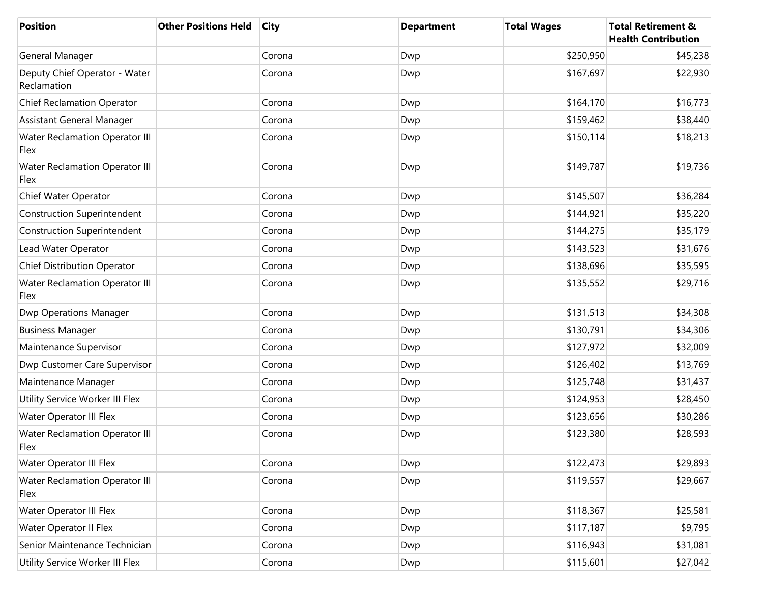| Position | Other Positions Held | City | Department | Total Wages | Total Retirement & Health Contribution |
| --- | --- | --- | --- | --- | --- |
| General Manager | | Corona | Dwp | $250,950 | $45,238 |
| Deputy Chief Operator - Water Reclamation | | Corona | Dwp | $167,697 | $22,930 |
| Chief Reclamation Operator | | Corona | Dwp | $164,170 | $16,773 |
| Assistant General Manager | | Corona | Dwp | $159,462 | $38,440 |
| Water Reclamation Operator III Flex | | Corona | Dwp | $150,114 | $18,213 |
| Water Reclamation Operator III Flex | | Corona | Dwp | $149,787 | $19,736 |
| Chief Water Operator | | Corona | Dwp | $145,507 | $36,284 |
| Construction Superintendent | | Corona | Dwp | $144,921 | $35,220 |
| Construction Superintendent | | Corona | Dwp | $144,275 | $35,179 |
| Lead Water Operator | | Corona | Dwp | $143,523 | $31,676 |
| Chief Distribution Operator | | Corona | Dwp | $138,696 | $35,595 |
| Water Reclamation Operator III Flex | | Corona | Dwp | $135,552 | $29,716 |
| Dwp Operations Manager | | Corona | Dwp | $131,513 | $34,308 |
| Business Manager | | Corona | Dwp | $130,791 | $34,306 |
| Maintenance Supervisor | | Corona | Dwp | $127,972 | $32,009 |
| Dwp Customer Care Supervisor | | Corona | Dwp | $126,402 | $13,769 |
| Maintenance Manager | | Corona | Dwp | $125,748 | $31,437 |
| Utility Service Worker III Flex | | Corona | Dwp | $124,953 | $28,450 |
| Water Operator III Flex | | Corona | Dwp | $123,656 | $30,286 |
| Water Reclamation Operator III Flex | | Corona | Dwp | $123,380 | $28,593 |
| Water Operator III Flex | | Corona | Dwp | $122,473 | $29,893 |
| Water Reclamation Operator III Flex | | Corona | Dwp | $119,557 | $29,667 |
| Water Operator III Flex | | Corona | Dwp | $118,367 | $25,581 |
| Water Operator II Flex | | Corona | Dwp | $117,187 | $9,795 |
| Senior Maintenance Technician | | Corona | Dwp | $116,943 | $31,081 |
| Utility Service Worker III Flex | | Corona | Dwp | $115,601 | $27,042 |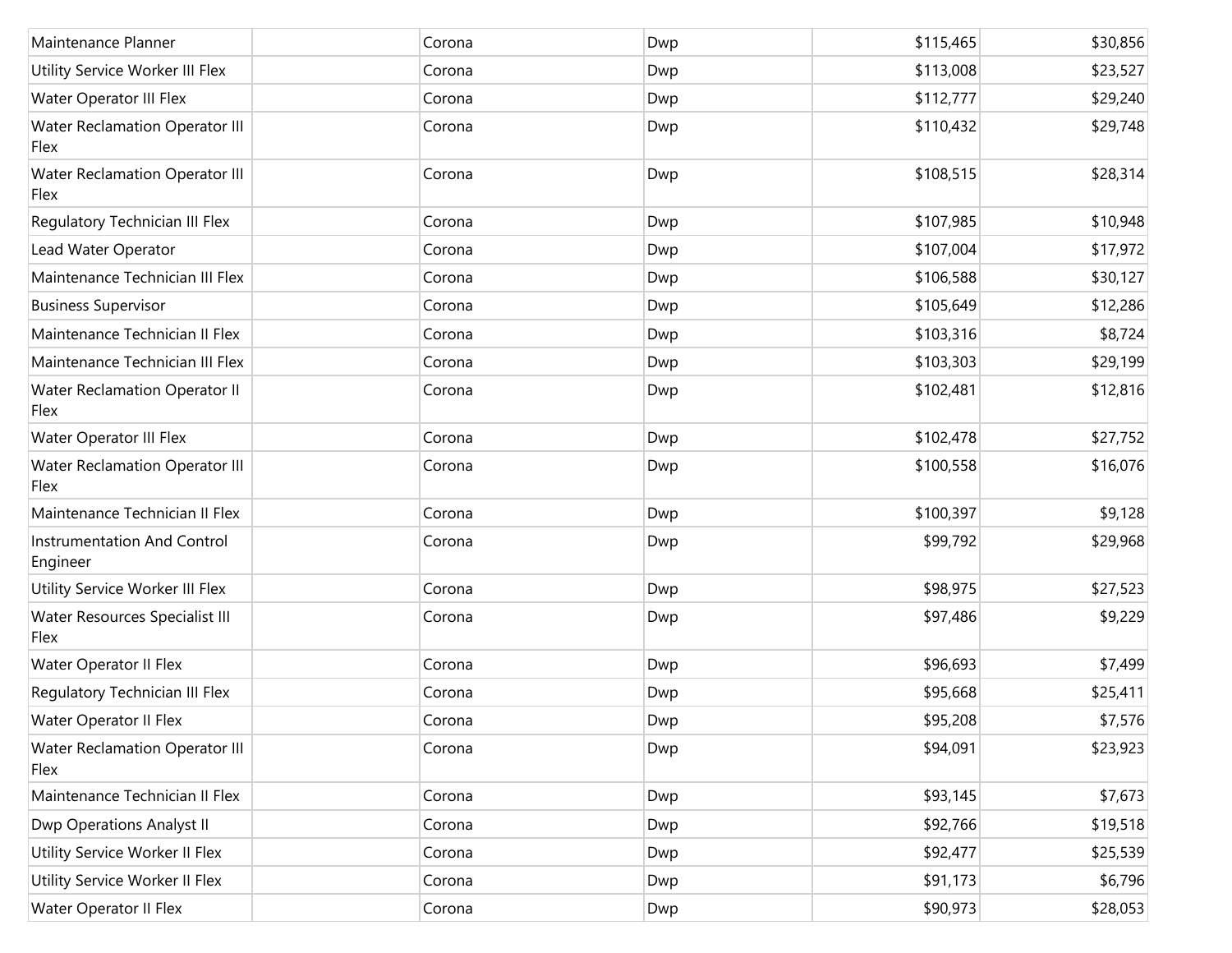| | | | | | |
|---|---|---|---|---|---|
| Maintenance Planner | | Corona | Dwp | $115,465 | $30,856 |
| Utility Service Worker III Flex | | Corona | Dwp | $113,008 | $23,527 |
| Water Operator III Flex | | Corona | Dwp | $112,777 | $29,240 |
| Water Reclamation Operator III Flex | | Corona | Dwp | $110,432 | $29,748 |
| Water Reclamation Operator III Flex | | Corona | Dwp | $108,515 | $28,314 |
| Regulatory Technician III Flex | | Corona | Dwp | $107,985 | $10,948 |
| Lead Water Operator | | Corona | Dwp | $107,004 | $17,972 |
| Maintenance Technician III Flex | | Corona | Dwp | $106,588 | $30,127 |
| Business Supervisor | | Corona | Dwp | $105,649 | $12,286 |
| Maintenance Technician II Flex | | Corona | Dwp | $103,316 | $8,724 |
| Maintenance Technician III Flex | | Corona | Dwp | $103,303 | $29,199 |
| Water Reclamation Operator II Flex | | Corona | Dwp | $102,481 | $12,816 |
| Water Operator III Flex | | Corona | Dwp | $102,478 | $27,752 |
| Water Reclamation Operator III Flex | | Corona | Dwp | $100,558 | $16,076 |
| Maintenance Technician II Flex | | Corona | Dwp | $100,397 | $9,128 |
| Instrumentation And Control Engineer | | Corona | Dwp | $99,792 | $29,968 |
| Utility Service Worker III Flex | | Corona | Dwp | $98,975 | $27,523 |
| Water Resources Specialist III Flex | | Corona | Dwp | $97,486 | $9,229 |
| Water Operator II Flex | | Corona | Dwp | $96,693 | $7,499 |
| Regulatory Technician III Flex | | Corona | Dwp | $95,668 | $25,411 |
| Water Operator II Flex | | Corona | Dwp | $95,208 | $7,576 |
| Water Reclamation Operator III Flex | | Corona | Dwp | $94,091 | $23,923 |
| Maintenance Technician II Flex | | Corona | Dwp | $93,145 | $7,673 |
| Dwp Operations Analyst II | | Corona | Dwp | $92,766 | $19,518 |
| Utility Service Worker II Flex | | Corona | Dwp | $92,477 | $25,539 |
| Utility Service Worker II Flex | | Corona | Dwp | $91,173 | $6,796 |
| Water Operator II Flex | | Corona | Dwp | $90,973 | $28,053 |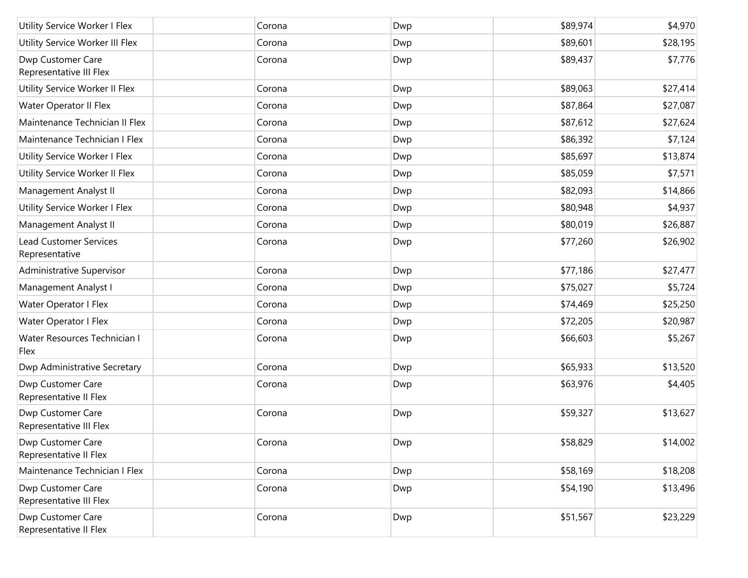| | | | | | |
|---|---|---|---|---|---|
| Utility Service Worker I Flex | | Corona | Dwp | $89,974 | $4,970 |
| Utility Service Worker III Flex | | Corona | Dwp | $89,601 | $28,195 |
| Dwp Customer Care Representative III Flex | | Corona | Dwp | $89,437 | $7,776 |
| Utility Service Worker II Flex | | Corona | Dwp | $89,063 | $27,414 |
| Water Operator II Flex | | Corona | Dwp | $87,864 | $27,087 |
| Maintenance Technician II Flex | | Corona | Dwp | $87,612 | $27,624 |
| Maintenance Technician I Flex | | Corona | Dwp | $86,392 | $7,124 |
| Utility Service Worker I Flex | | Corona | Dwp | $85,697 | $13,874 |
| Utility Service Worker II Flex | | Corona | Dwp | $85,059 | $7,571 |
| Management Analyst II | | Corona | Dwp | $82,093 | $14,866 |
| Utility Service Worker I Flex | | Corona | Dwp | $80,948 | $4,937 |
| Management Analyst II | | Corona | Dwp | $80,019 | $26,887 |
| Lead Customer Services Representative | | Corona | Dwp | $77,260 | $26,902 |
| Administrative Supervisor | | Corona | Dwp | $77,186 | $27,477 |
| Management Analyst I | | Corona | Dwp | $75,027 | $5,724 |
| Water Operator I Flex | | Corona | Dwp | $74,469 | $25,250 |
| Water Operator I Flex | | Corona | Dwp | $72,205 | $20,987 |
| Water Resources Technician I Flex | | Corona | Dwp | $66,603 | $5,267 |
| Dwp Administrative Secretary | | Corona | Dwp | $65,933 | $13,520 |
| Dwp Customer Care Representative II Flex | | Corona | Dwp | $63,976 | $4,405 |
| Dwp Customer Care Representative III Flex | | Corona | Dwp | $59,327 | $13,627 |
| Dwp Customer Care Representative II Flex | | Corona | Dwp | $58,829 | $14,002 |
| Maintenance Technician I Flex | | Corona | Dwp | $58,169 | $18,208 |
| Dwp Customer Care Representative III Flex | | Corona | Dwp | $54,190 | $13,496 |
| Dwp Customer Care Representative II Flex | | Corona | Dwp | $51,567 | $23,229 |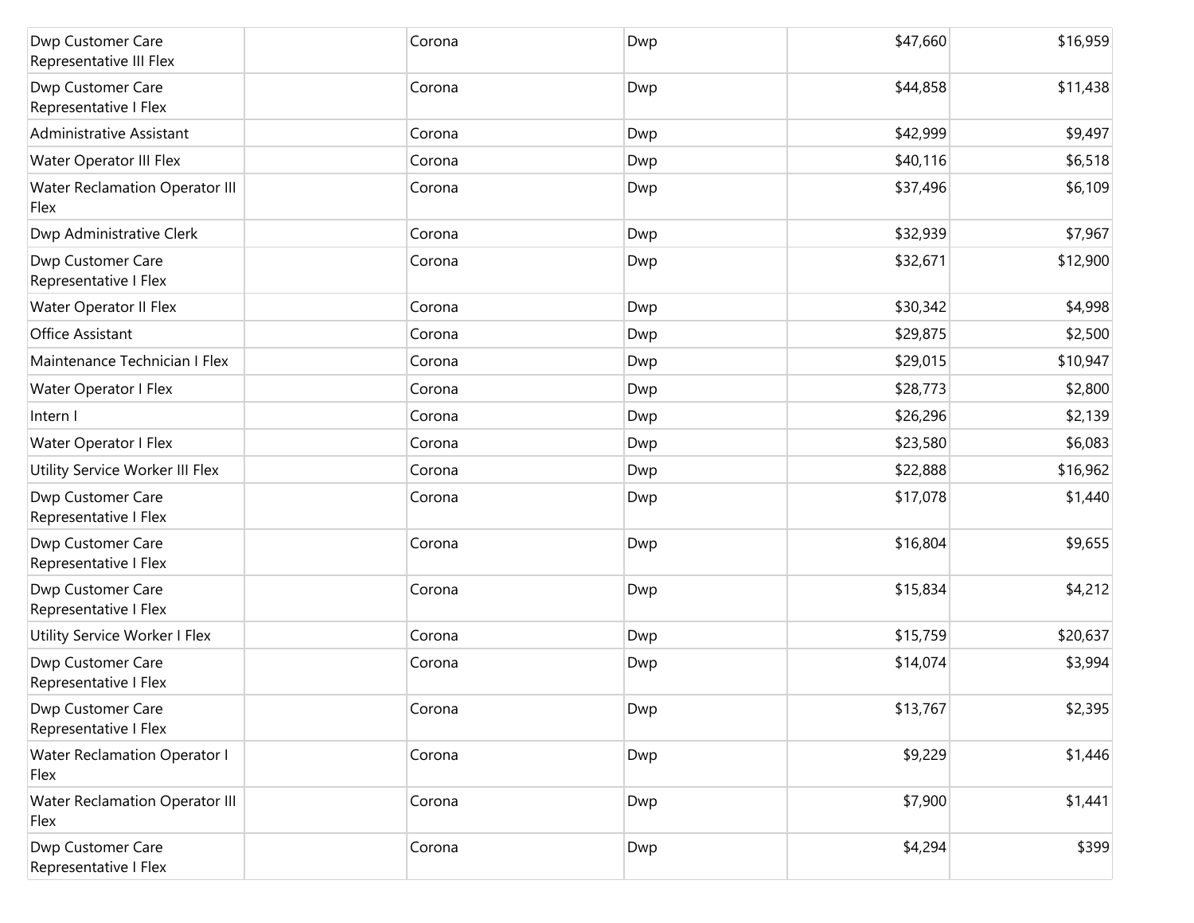| | | | | | |
|---|---|---|---|---|---|
| Dwp Customer Care Representative III Flex | | Corona | Dwp | $47,660 | $16,959 |
| Dwp Customer Care Representative I Flex | | Corona | Dwp | $44,858 | $11,438 |
| Administrative Assistant | | Corona | Dwp | $42,999 | $9,497 |
| Water Operator III Flex | | Corona | Dwp | $40,116 | $6,518 |
| Water Reclamation Operator III Flex | | Corona | Dwp | $37,496 | $6,109 |
| Dwp Administrative Clerk | | Corona | Dwp | $32,939 | $7,967 |
| Dwp Customer Care Representative I Flex | | Corona | Dwp | $32,671 | $12,900 |
| Water Operator II Flex | | Corona | Dwp | $30,342 | $4,998 |
| Office Assistant | | Corona | Dwp | $29,875 | $2,500 |
| Maintenance Technician I Flex | | Corona | Dwp | $29,015 | $10,947 |
| Water Operator I Flex | | Corona | Dwp | $28,773 | $2,800 |
| Intern I | | Corona | Dwp | $26,296 | $2,139 |
| Water Operator I Flex | | Corona | Dwp | $23,580 | $6,083 |
| Utility Service Worker III Flex | | Corona | Dwp | $22,888 | $16,962 |
| Dwp Customer Care Representative I Flex | | Corona | Dwp | $17,078 | $1,440 |
| Dwp Customer Care Representative I Flex | | Corona | Dwp | $16,804 | $9,655 |
| Dwp Customer Care Representative I Flex | | Corona | Dwp | $15,834 | $4,212 |
| Utility Service Worker I Flex | | Corona | Dwp | $15,759 | $20,637 |
| Dwp Customer Care Representative I Flex | | Corona | Dwp | $14,074 | $3,994 |
| Dwp Customer Care Representative I Flex | | Corona | Dwp | $13,767 | $2,395 |
| Water Reclamation Operator I Flex | | Corona | Dwp | $9,229 | $1,446 |
| Water Reclamation Operator III Flex | | Corona | Dwp | $7,900 | $1,441 |
| Dwp Customer Care Representative I Flex | | Corona | Dwp | $4,294 | $399 |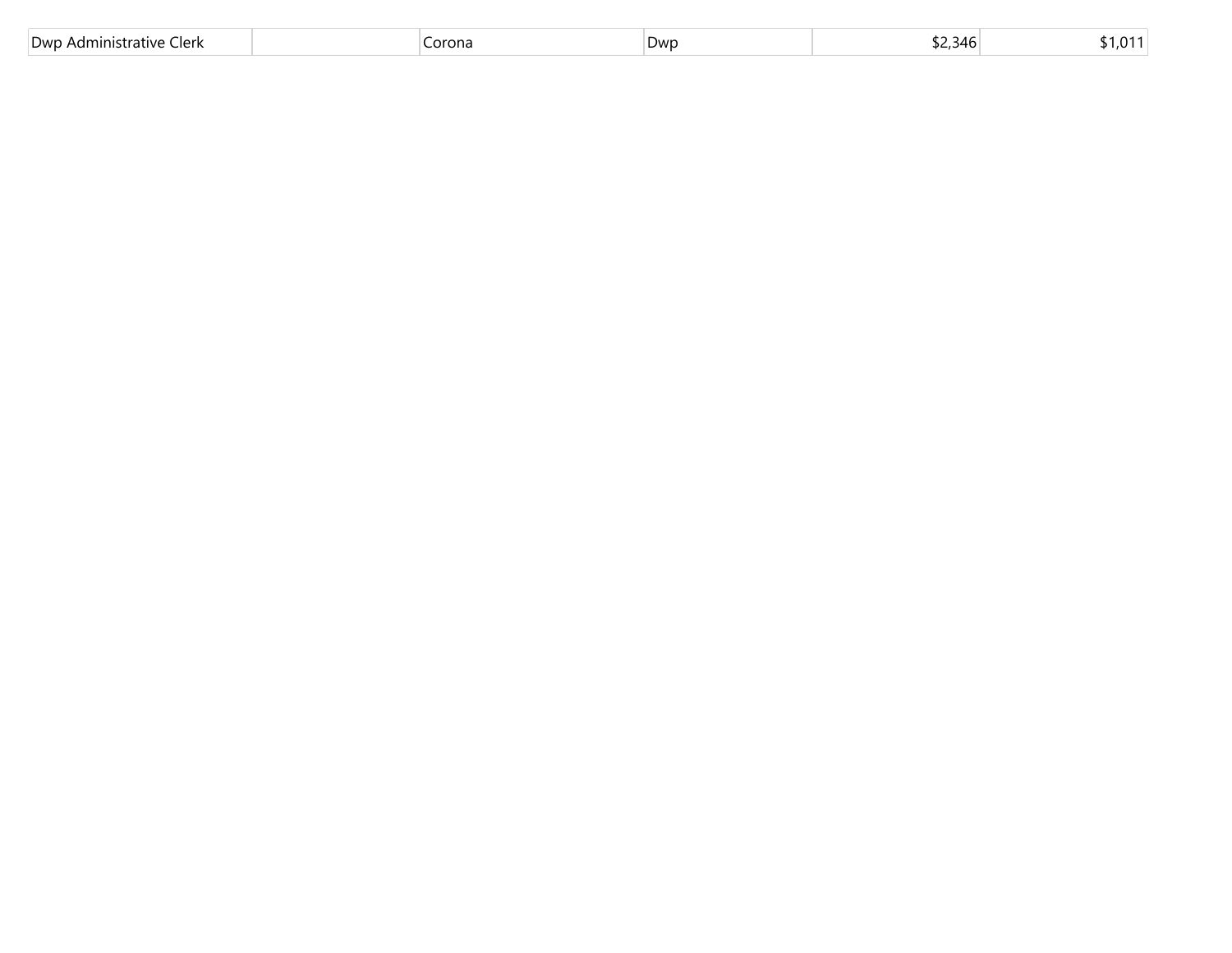| | | | | | |
|---|---|---|---|---|---|
| Dwp Administrative Clerk | | Corona | Dwp | $2,346 | $1,011 |